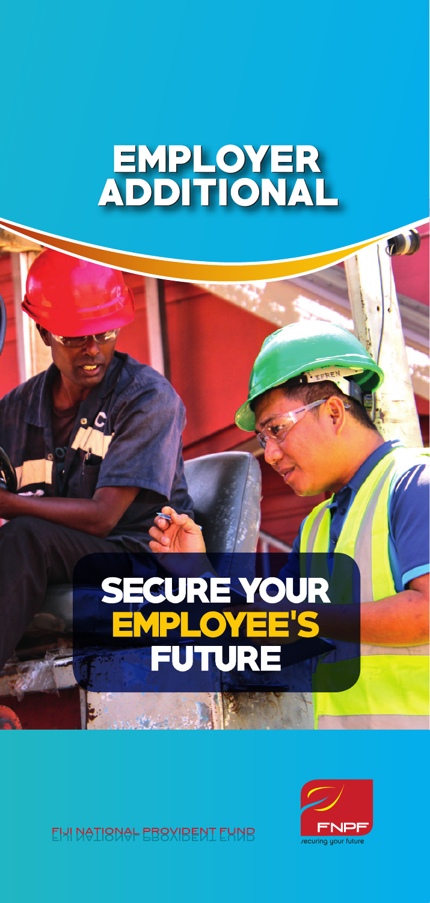# EMPLOYER ADDITIONAL

## SECURE YOUR EMPLOYEE'S FUTURE

FIJI NATIONAL PROVIDENT FUND

FNPF

securing your future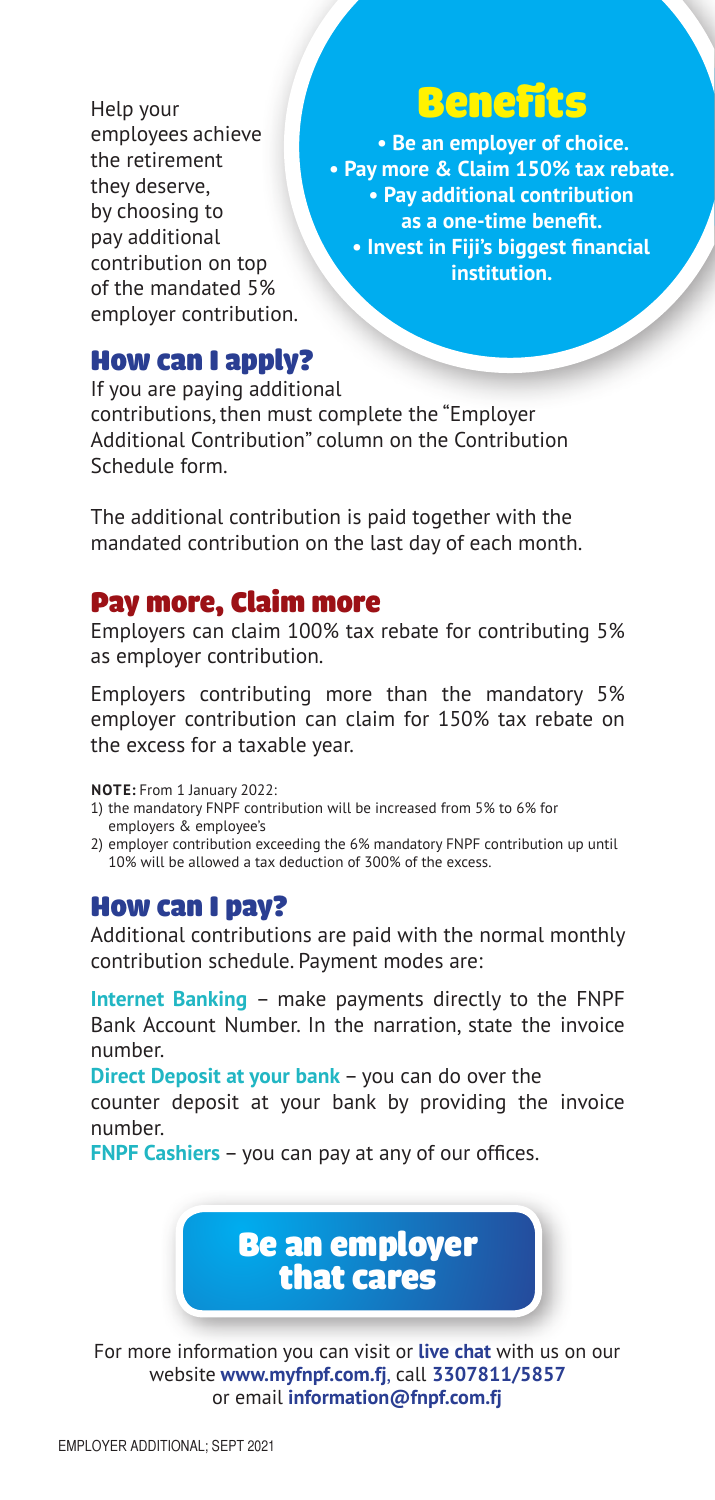Help your employees achieve the retirement they deserve, by choosing to pay additional contribution on top of the mandated 5% employer contribution.

## Benefits

- **Be an employer of choice.**
- **Pay more & Claim 150% tax rebate.**
- **Pay additional contribution as a one-time benefit.**
- **Invest in Fiji's biggest financial institution.**

## How can I apply?

If you are paying additional contributions, then must complete the "Employer Additional Contribution" column on the Contribution Schedule form.

The additional contribution is paid together with the mandated contribution on the last day of each month.

## Pay more, Claim more

Employers can claim 100% tax rebate for contributing 5% as employer contribution.

Employers contributing more than the mandatory 5% employer contribution can claim for 150% tax rebate on the excess for a taxable year.

**NOTE:** From 1 January 2022:

1) the mandatory FNPF contribution will be increased from 5% to 6% for employers & employee's
2) employer contribution exceeding the 6% mandatory FNPF contribution up until 10% will be allowed a tax deduction of 300% of the excess.

## How can I pay?

Additional contributions are paid with the normal monthly contribution schedule. Payment modes are:

**Internet Banking** – make payments directly to the FNPF Bank Account Number. In the narration, state the invoice number.

**Direct Deposit at your bank** – you can do over the counter deposit at your bank by providing the invoice number.

**FNPF Cashiers** – you can pay at any of our offices.

## Be an employer that cares

For more information you can visit or **live chat** with us on our website **www.myfnpf.com.fj**, call **3307811/5857** or email **information@fnpf.com.fj**

EMPLOYER ADDITIONAL; SEPT 2021